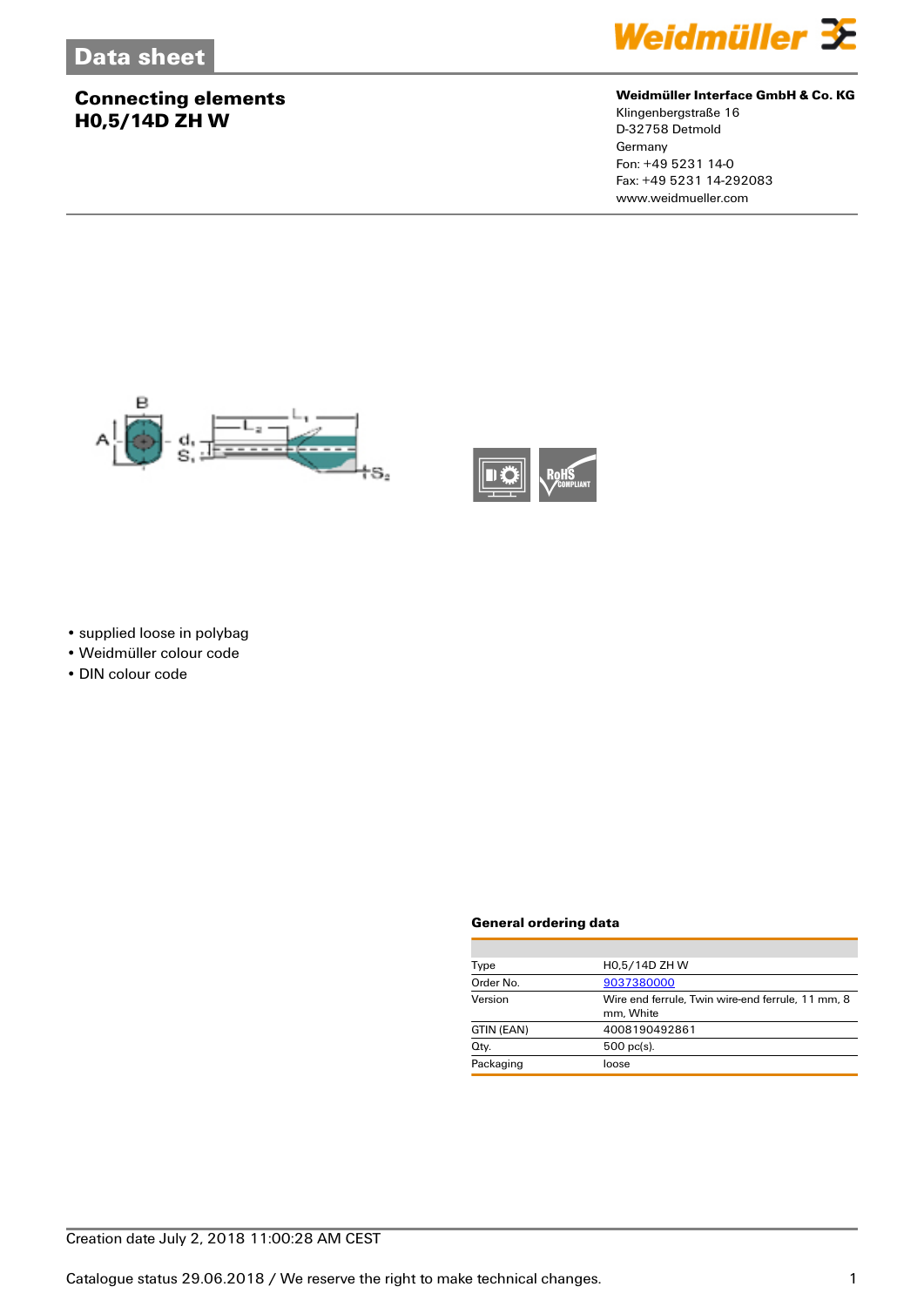# Data sheet

## Connecting elements
## H0,5/14D ZH W

**Weidmüller Interface GmbH & Co. KG**
Klingenbergstraße 16
D-32758 Detmold
Germany
Fon: +49 5231 14-0
Fax: +49 5231 14-292083
www.weidmueller.com

- supplied loose in polybag
- Weidmüller colour code
- DIN colour code

### General ordering data

| | |
|---|---|
| Type | H0,5/14D ZH W |
| Order No. | 9037380000 |
| Version | Wire end ferrule, Twin wire-end ferrule, 11 mm, 8 mm, White |
| GTIN (EAN) | 4008190492861 |
| Qty. | 500 pc(s). |
| Packaging | loose |

Creation date July 2, 2018 11:00:28 AM CEST

Catalogue status 29.06.2018 / We reserve the right to make technical changes.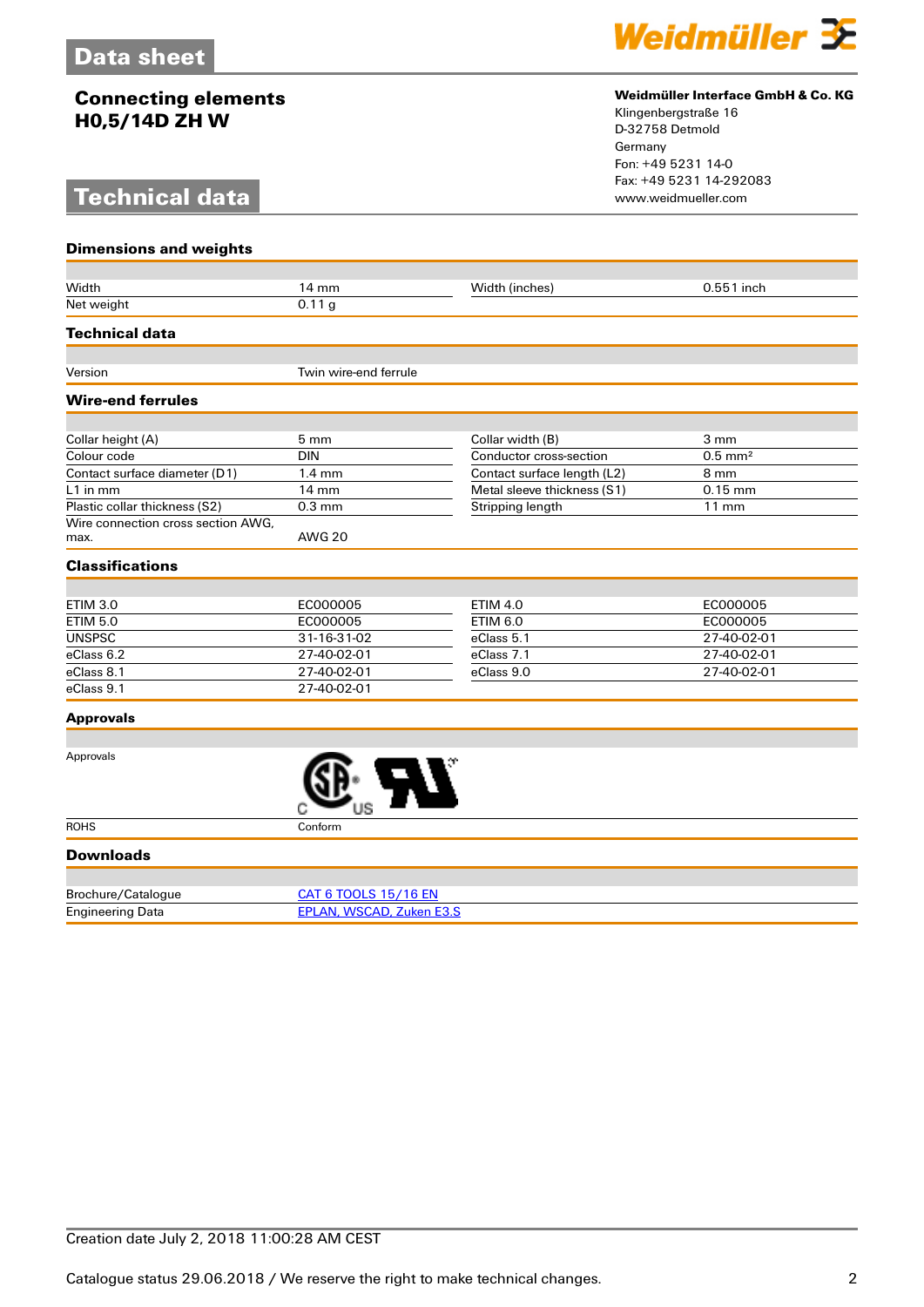# Data sheet

## Connecting elements
## H0,5/14D ZH W

**Weidmüller Interface GmbH & Co. KG**
Klingenbergstraße 16
D-32758 Detmold
Germany
Fon: +49 5231 14-0
Fax: +49 5231 14-292083
www.weidmueller.com

# Technical data

### Dimensions and weights

| | | | |
|---|---|---|---|
| Width | 14 mm | Width (inches) | 0.551 inch |
| Net weight | 0.11 g | | |

### Technical data

| | |
|---|---|
| Version | Twin wire-end ferrule |

### Wire-end ferrules

| | | | |
|---|---|---|---|
| Collar height (A) | 5 mm | Collar width (B) | 3 mm |
| Colour code | DIN | Conductor cross-section | 0.5 mm² |
| Contact surface diameter (D1) | 1.4 mm | Contact surface length (L2) | 8 mm |
| L1 in mm | 14 mm | Metal sleeve thickness (S1) | 0.15 mm |
| Plastic collar thickness (S2) | 0.3 mm | Stripping length | 11 mm |
| Wire connection cross section AWG, max. | AWG 20 | | |

### Classifications

| | | | |
|---|---|---|---|
| ETIM 3.0 | EC000005 | ETIM 4.0 | EC000005 |
| ETIM 5.0 | EC000005 | ETIM 6.0 | EC000005 |
| UNSPSC | 31-16-31-02 | eClass 5.1 | 27-40-02-01 |
| eClass 6.2 | 27-40-02-01 | eClass 7.1 | 27-40-02-01 |
| eClass 8.1 | 27-40-02-01 | eClass 9.0 | 27-40-02-01 |
| eClass 9.1 | 27-40-02-01 | | |

### Approvals

| | |
|---|---|
| Approvals | |
| ROHS | Conform |

### Downloads

| | |
|---|---|
| Brochure/Catalogue | CAT 6 TOOLS 15/16 EN |
| Engineering Data | EPLAN, WSCAD, Zuken E3.S |

Creation date July 2, 2018 11:00:28 AM CEST

Catalogue status 29.06.2018 / We reserve the right to make technical changes.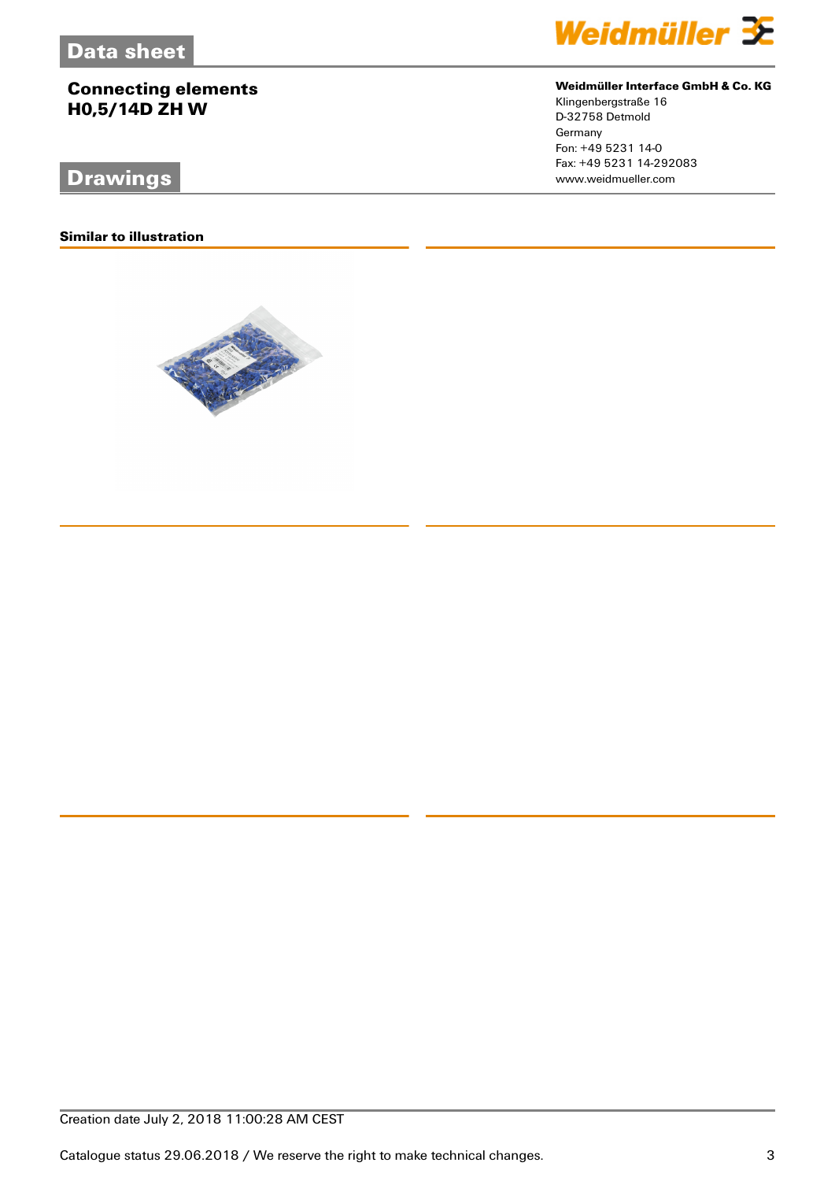# Data sheet

## Connecting elements
## H0,5/14D ZH W

**Weidmüller Interface GmbH & Co. KG**
Klingenbergstraße 16
D-32758 Detmold
Germany
Fon: +49 5231 14-0
Fax: +49 5231 14-292083
www.weidmueller.com

## Drawings

**Similar to illustration**

Creation date July 2, 2018 11:00:28 AM CEST

Catalogue status 29.06.2018 / We reserve the right to make technical changes.